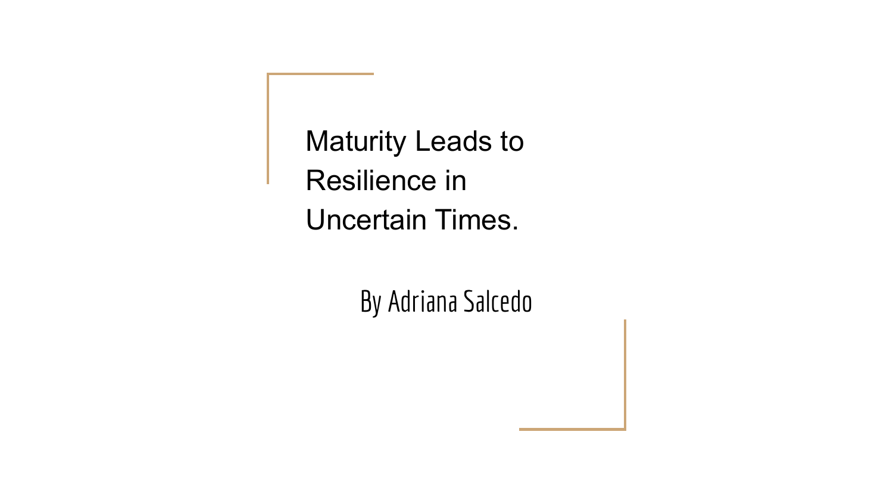# Maturity Leads to Resilience in Uncertain Times.

By Adriana Salcedo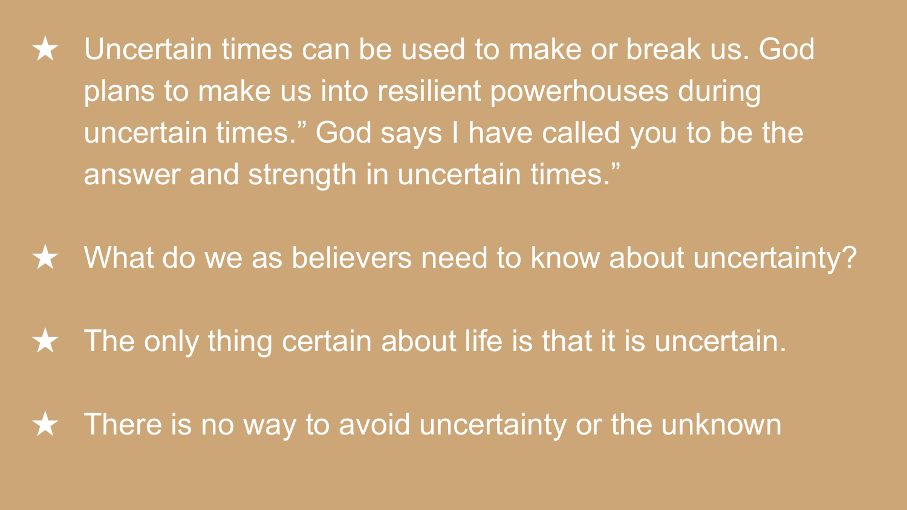- Uncertain times can be used to make or break us. God plans to make us into resilient powerhouses during uncertain times.” God says I have called you to be the answer and strength in uncertain times.”

- What do we as believers need to know about uncertainty?

- The only thing certain about life is that it is uncertain.

- There is no way to avoid uncertainty or the unknown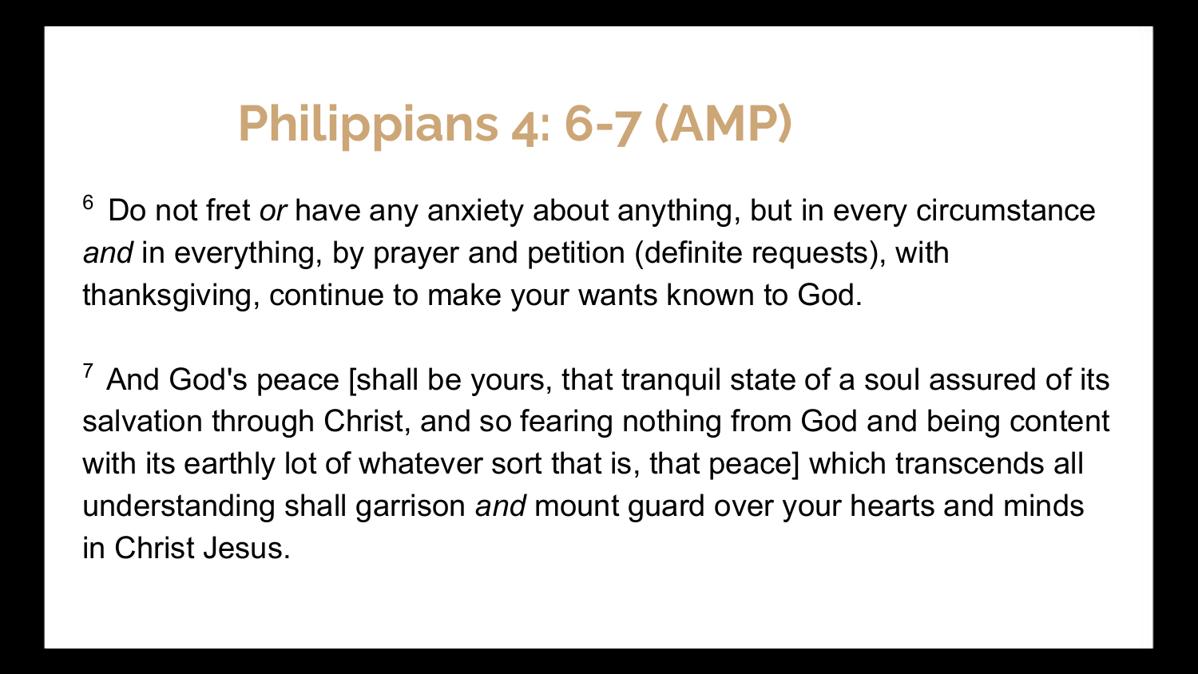# Philippians 4: 6-7 (AMP)

[6] Do not fret *or* have any anxiety about anything, but in every circumstance *and* in everything, by prayer and petition (definite requests), with thanksgiving, continue to make your wants known to God.

[7] And God's peace [shall be yours, that tranquil state of a soul assured of its salvation through Christ, and so fearing nothing from God and being content with its earthly lot of whatever sort that is, that peace] which transcends all understanding shall garrison *and* mount guard over your hearts and minds in Christ Jesus.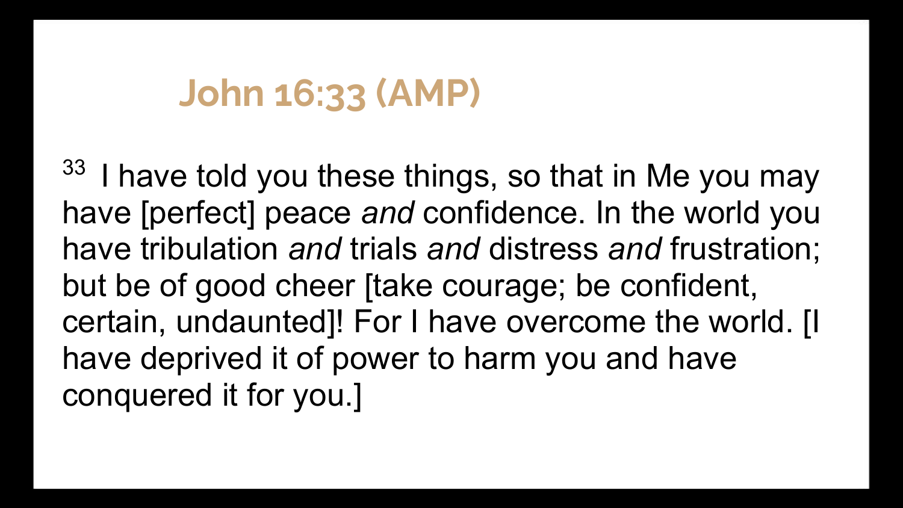# John 16:33 (AMP)

33 I have told you these things, so that in Me you may have [perfect] peace *and* confidence. In the world you have tribulation *and* trials *and* distress *and* frustration; but be of good cheer [take courage; be confident, certain, undaunted]! For I have overcome the world. [I have deprived it of power to harm you and have conquered it for you.]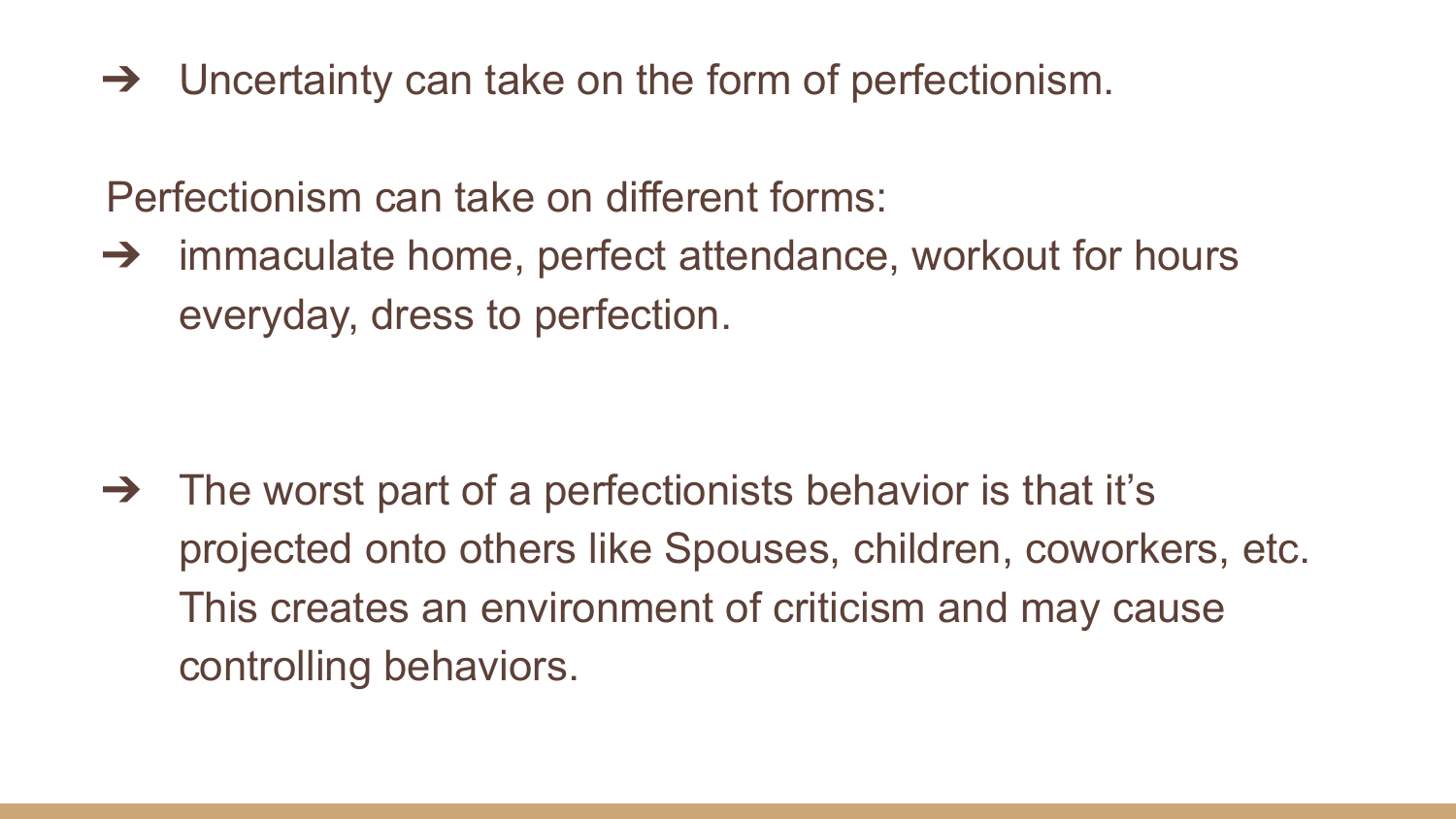- Uncertainty can take on the form of perfectionism.

Perfectionism can take on different forms:

- immaculate home, perfect attendance, workout for hours everyday, dress to perfection.

- The worst part of a perfectionists behavior is that it's projected onto others like Spouses, children, coworkers, etc. This creates an environment of criticism and may cause controlling behaviors.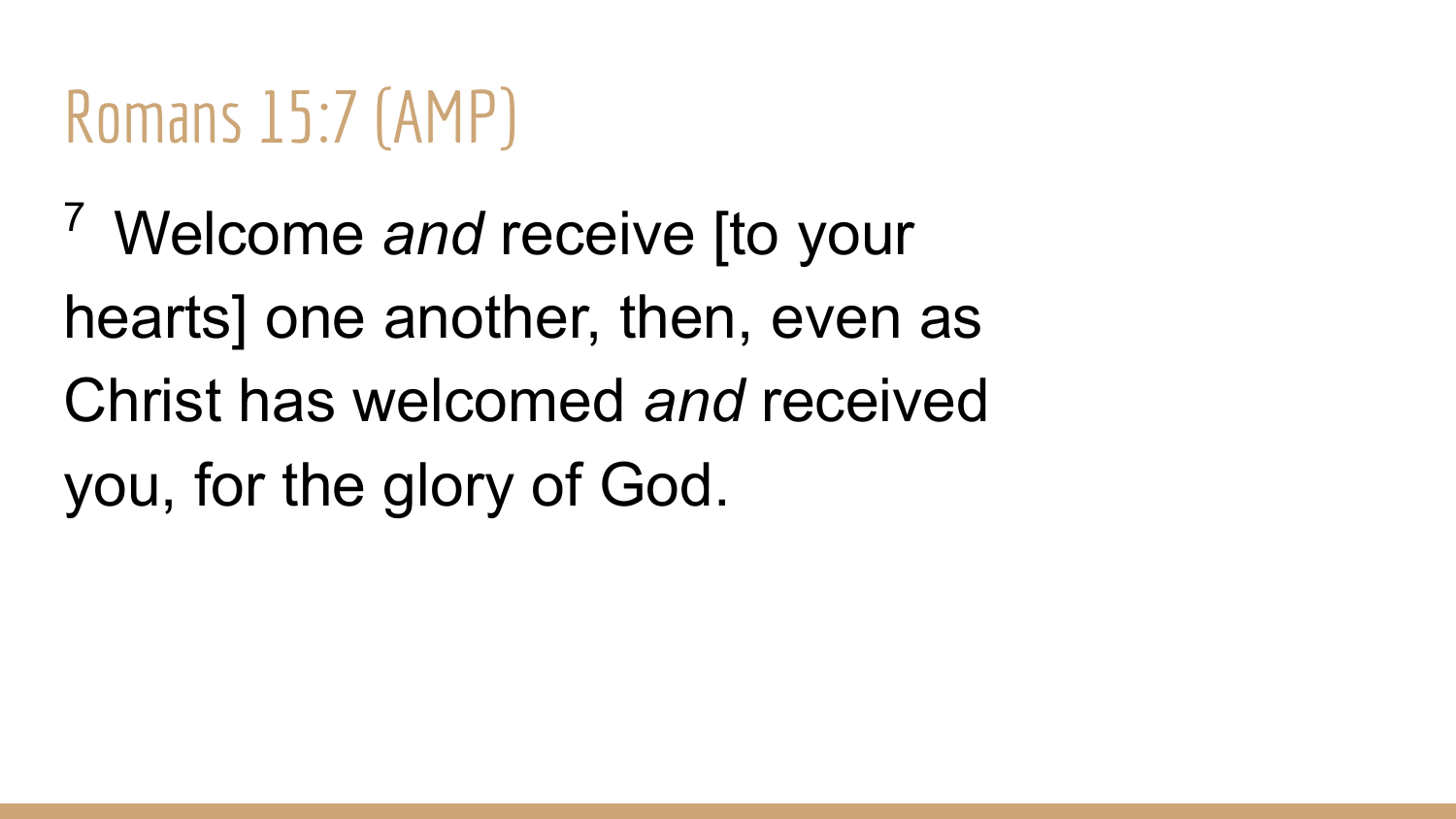# Romans 15:7 (AMP)

[7] Welcome *and* receive [to your hearts] one another, then, even as Christ has welcomed *and* received you, for the glory of God.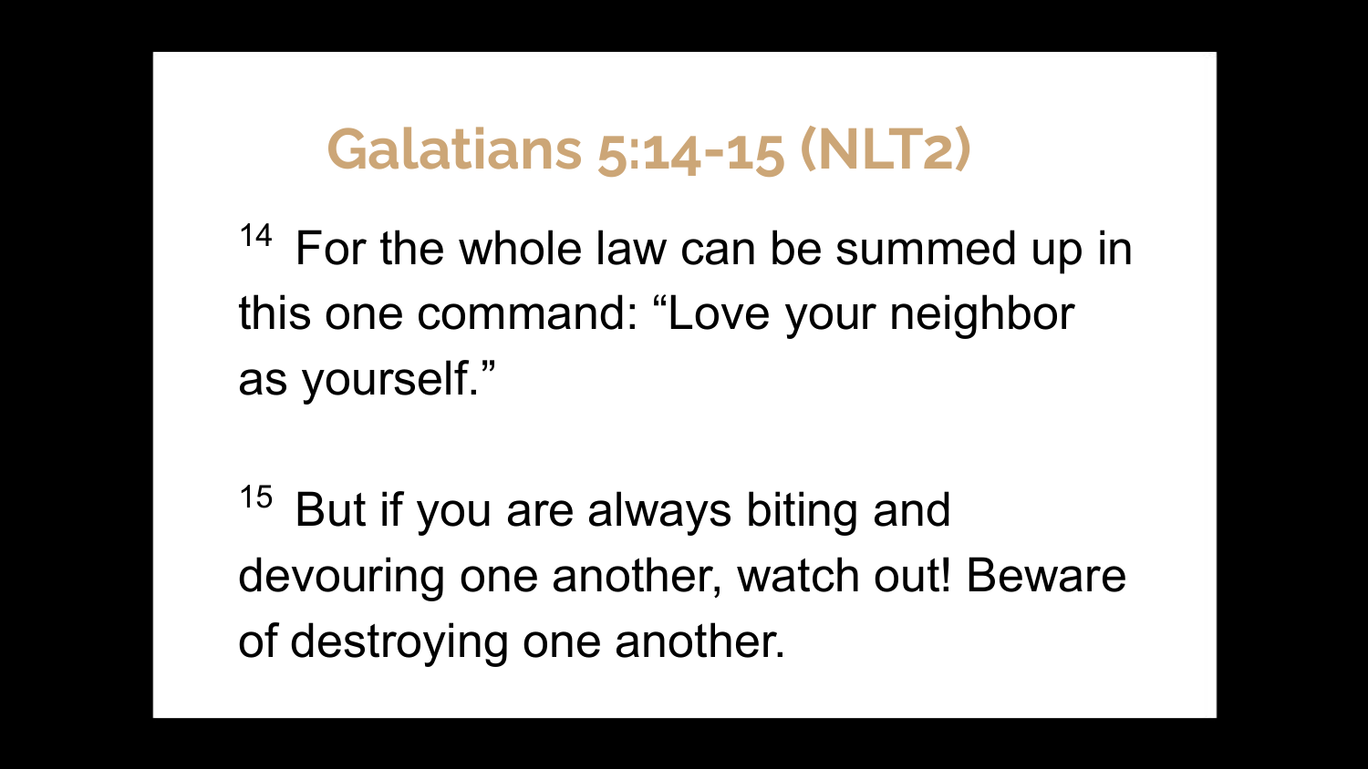# Galatians 5:14-15 (NLT2)

[14] For the whole law can be summed up in this one command: "Love your neighbor as yourself."

[15] But if you are always biting and devouring one another, watch out! Beware of destroying one another.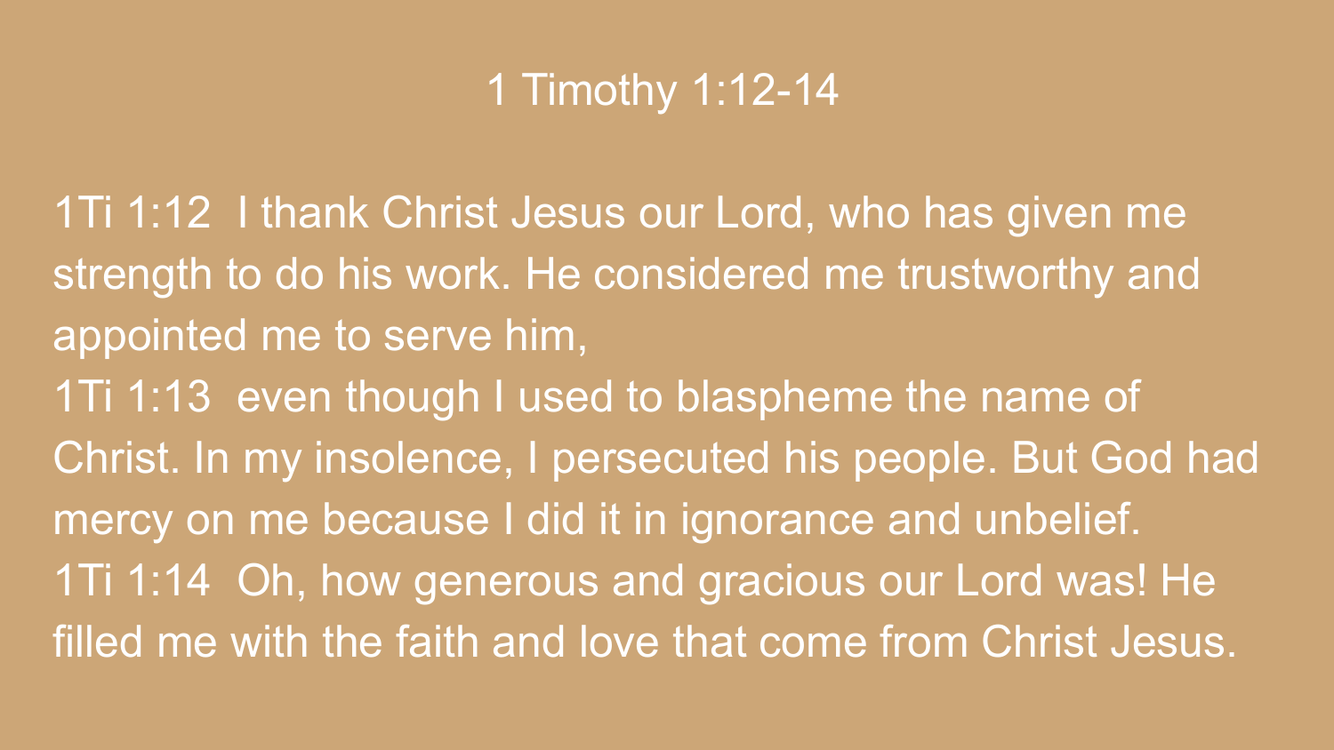# 1 Timothy 1:12-14

1Ti 1:12  I thank Christ Jesus our Lord, who has given me strength to do his work. He considered me trustworthy and appointed me to serve him,

1Ti 1:13  even though I used to blaspheme the name of Christ. In my insolence, I persecuted his people. But God had mercy on me because I did it in ignorance and unbelief.

1Ti 1:14  Oh, how generous and gracious our Lord was! He filled me with the faith and love that come from Christ Jesus.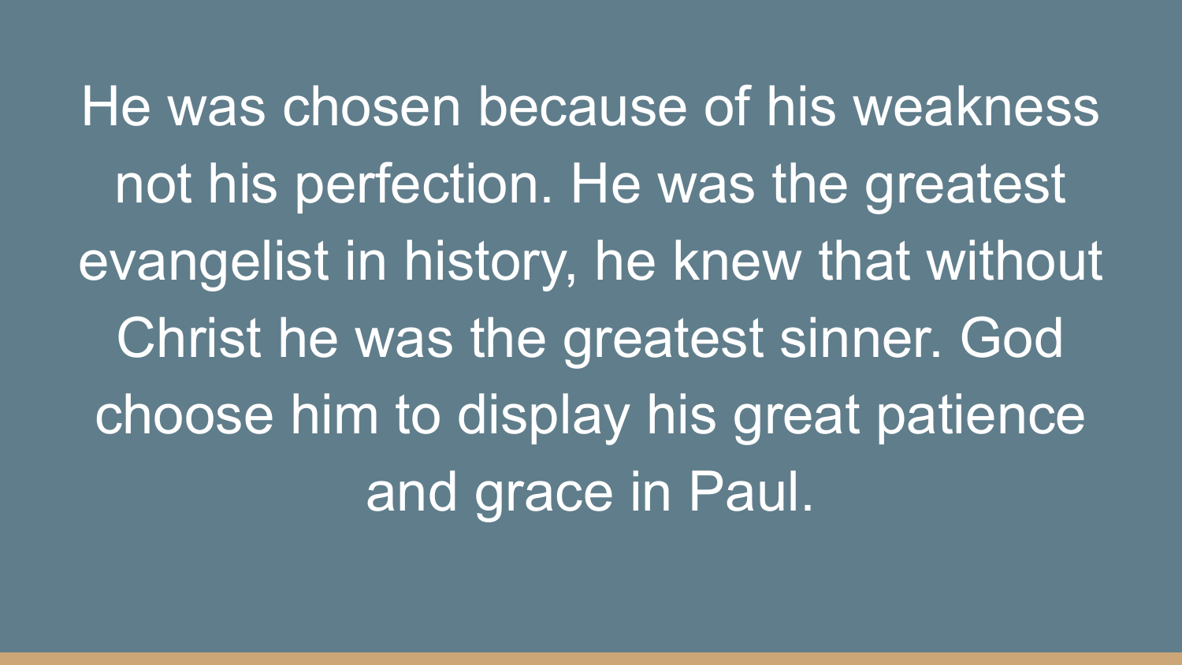He was chosen because of his weakness not his perfection. He was the greatest evangelist in history, he knew that without Christ he was the greatest sinner. God choose him to display his great patience and grace in Paul.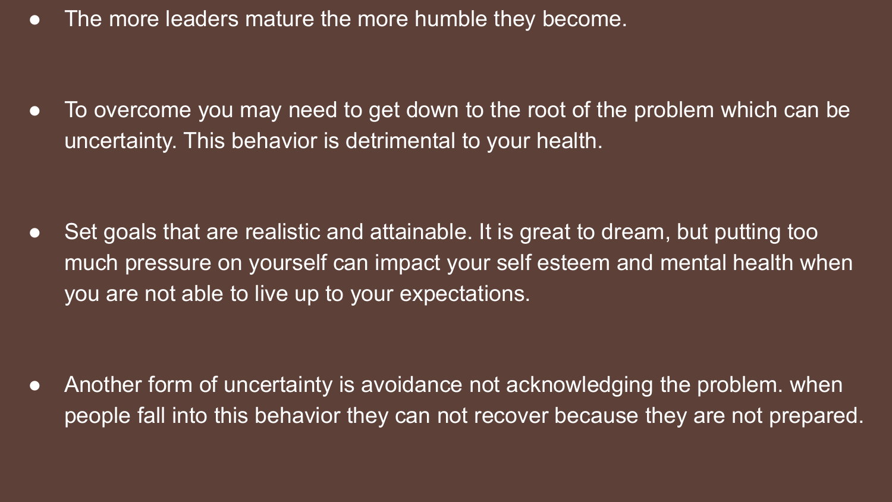- The more leaders mature the more humble they become.

- To overcome you may need to get down to the root of the problem which can be uncertainty. This behavior is detrimental to your health.

- Set goals that are realistic and attainable. It is great to dream, but putting too much pressure on yourself can impact your self esteem and mental health when you are not able to live up to your expectations.

- Another form of uncertainty is avoidance not acknowledging the problem. when people fall into this behavior they can not recover because they are not prepared.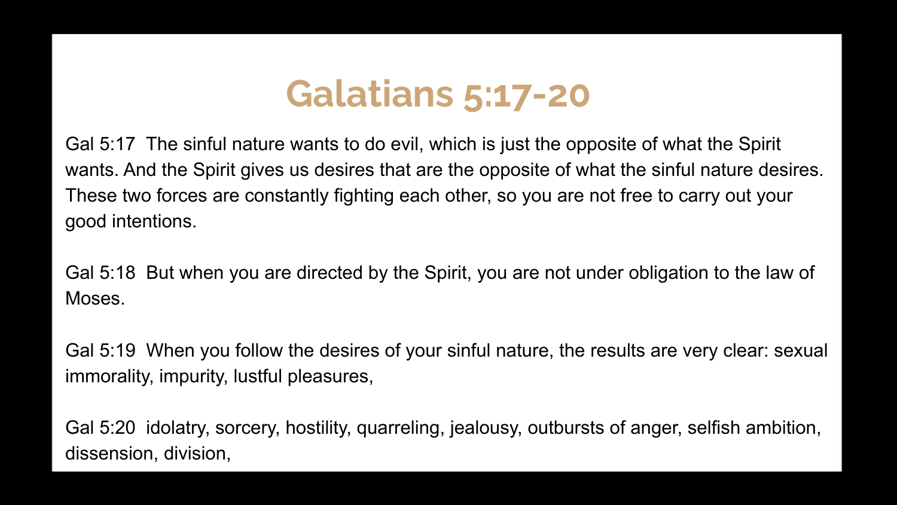# Galatians 5:17-20

Gal 5:17 The sinful nature wants to do evil, which is just the opposite of what the Spirit wants. And the Spirit gives us desires that are the opposite of what the sinful nature desires. These two forces are constantly fighting each other, so you are not free to carry out your good intentions.

Gal 5:18 But when you are directed by the Spirit, you are not under obligation to the law of Moses.

Gal 5:19 When you follow the desires of your sinful nature, the results are very clear: sexual immorality, impurity, lustful pleasures,

Gal 5:20 idolatry, sorcery, hostility, quarreling, jealousy, outbursts of anger, selfish ambition, dissension, division,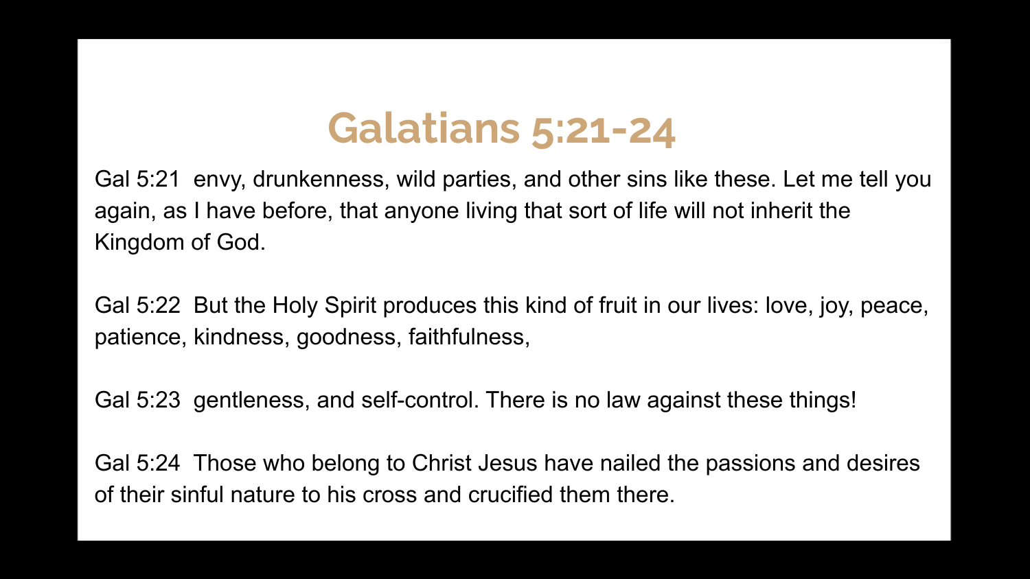# Galatians 5:21-24

Gal 5:21 envy, drunkenness, wild parties, and other sins like these. Let me tell you again, as I have before, that anyone living that sort of life will not inherit the Kingdom of God.

Gal 5:22 But the Holy Spirit produces this kind of fruit in our lives: love, joy, peace, patience, kindness, goodness, faithfulness,

Gal 5:23 gentleness, and self-control. There is no law against these things!

Gal 5:24 Those who belong to Christ Jesus have nailed the passions and desires of their sinful nature to his cross and crucified them there.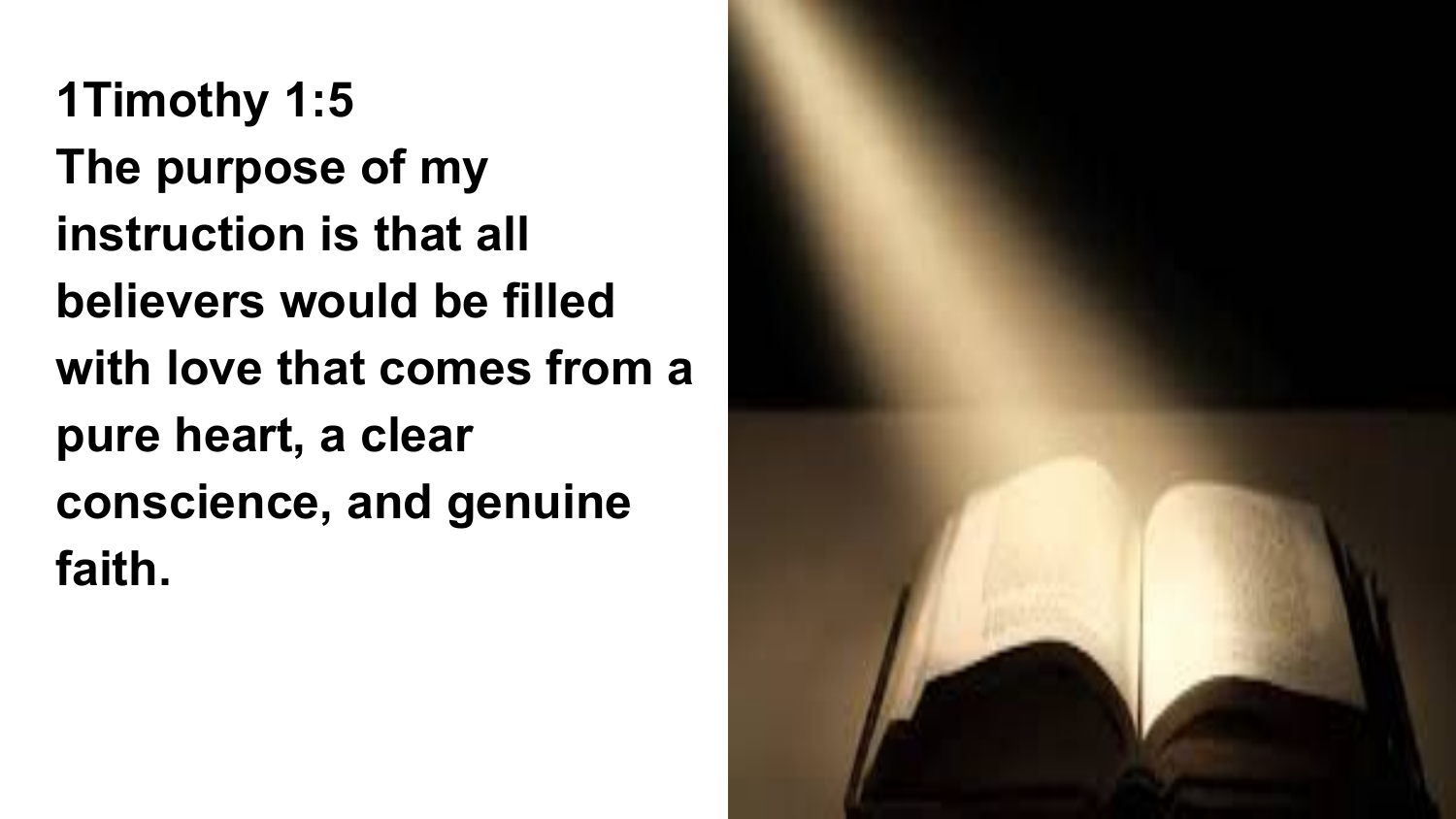**1Timothy 1:5**

**The purpose of my instruction is that all believers would be filled with love that comes from a pure heart, a clear conscience, and genuine faith.**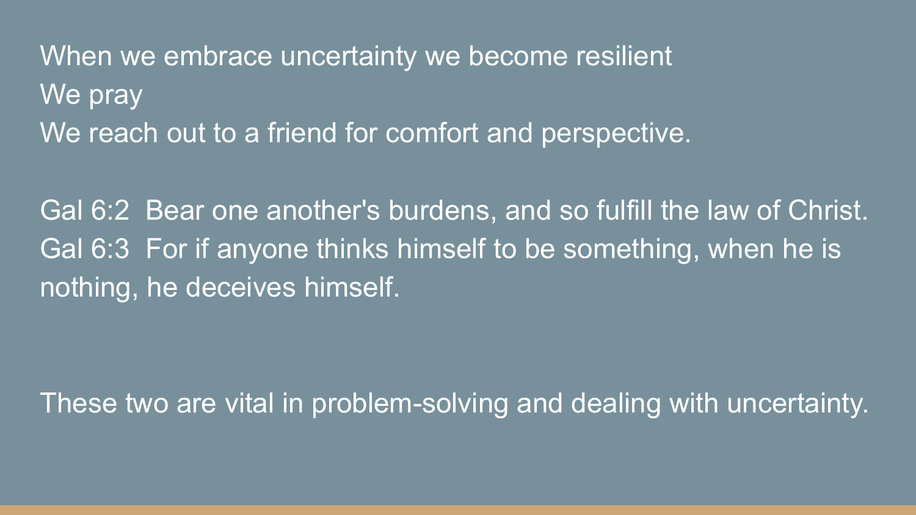When we embrace uncertainty we become resilient
We pray
We reach out to a friend for comfort and perspective.

Gal 6:2  Bear one another's burdens, and so fulfill the law of Christ.
Gal 6:3  For if anyone thinks himself to be something, when he is nothing, he deceives himself.

These two are vital in problem-solving and dealing with uncertainty.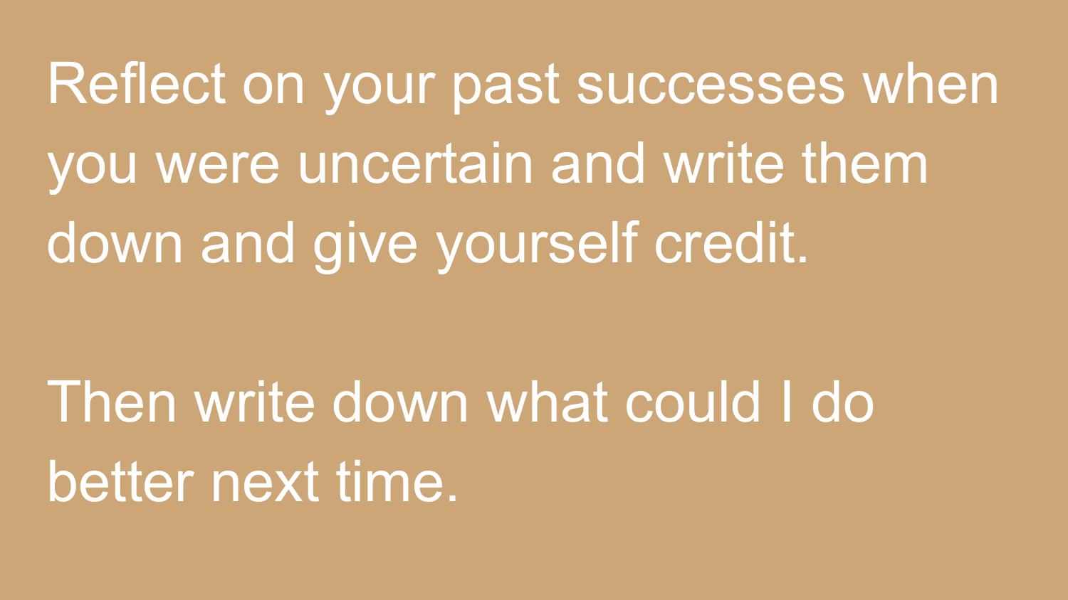Reflect on your past successes when you were uncertain and write them down and give yourself credit.

Then write down what could I do better next time.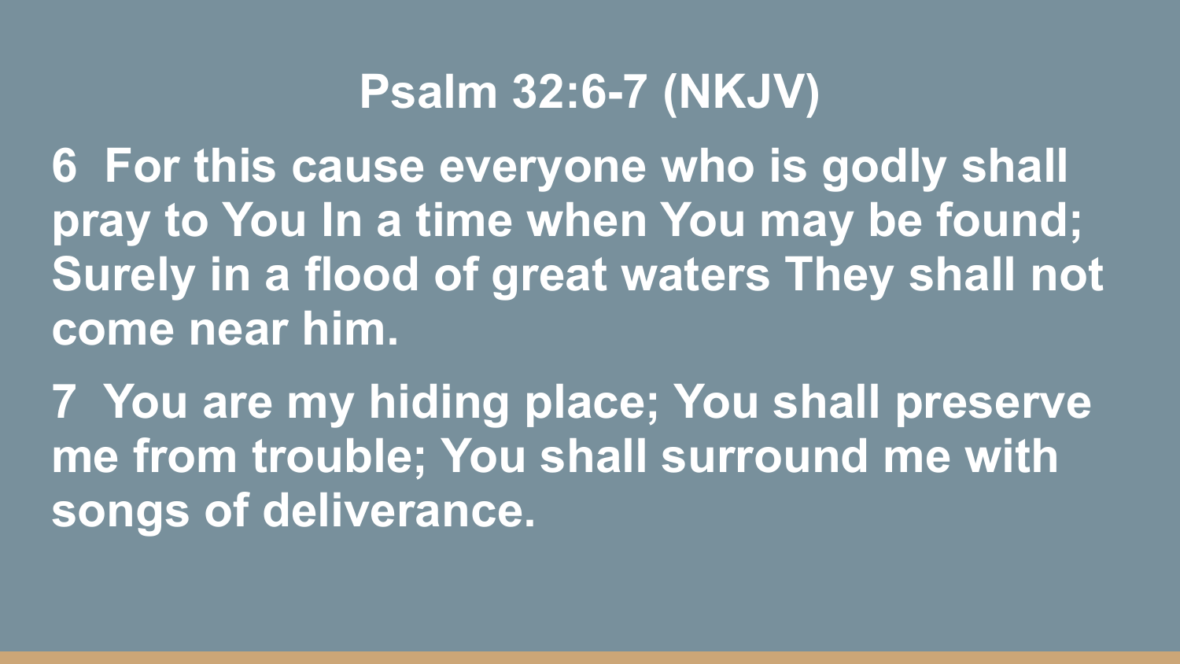# Psalm 32:6-7 (NKJV)

**6 For this cause everyone who is godly shall pray to You In a time when You may be found; Surely in a flood of great waters They shall not come near him.**

**7 You are my hiding place; You shall preserve me from trouble; You shall surround me with songs of deliverance.**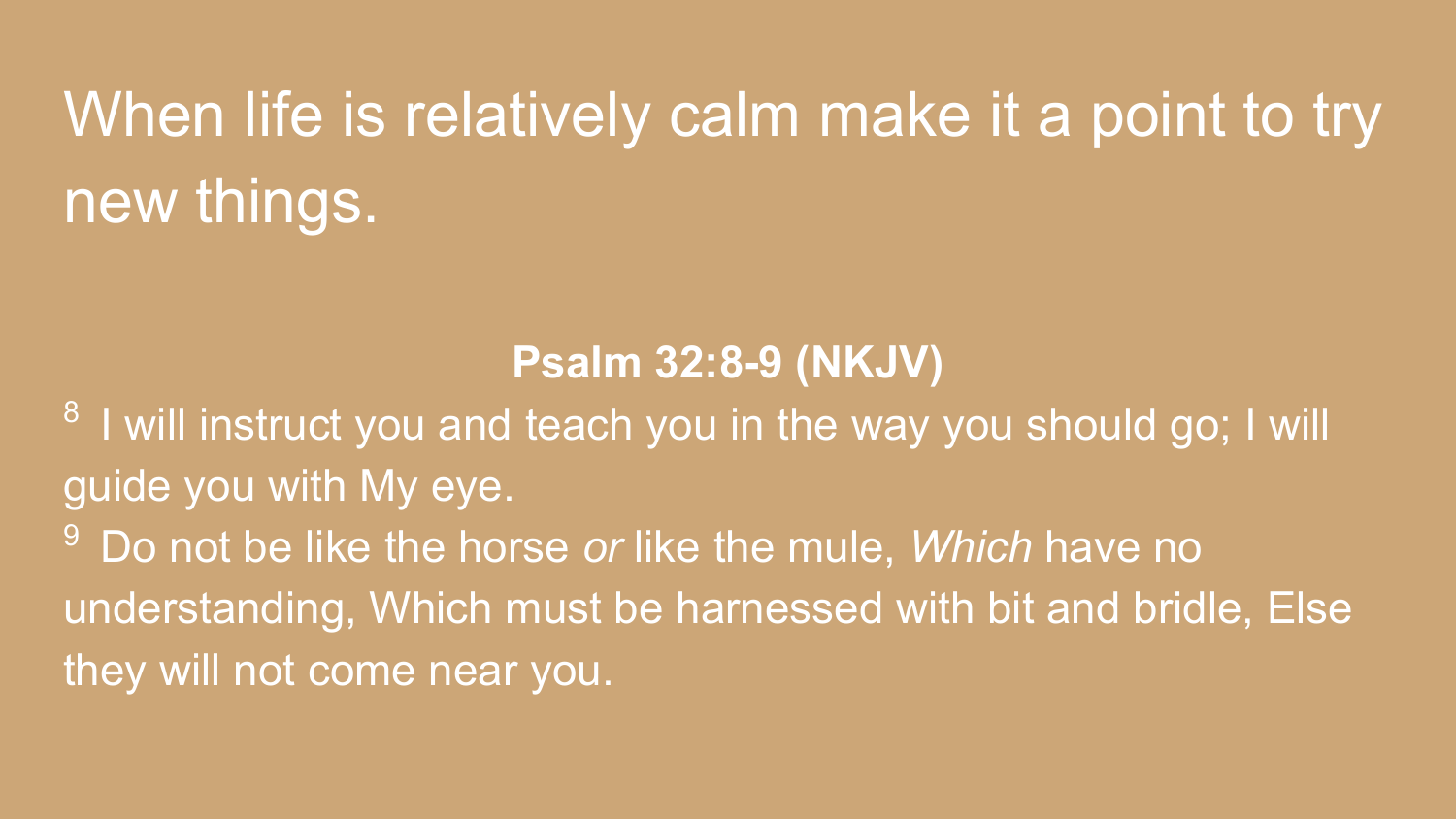# When life is relatively calm make it a point to try new things.

**Psalm 32:8-9 (NKJV)**

[8] I will instruct you and teach you in the way you should go; I will guide you with My eye.

[9] Do not be like the horse *or* like the mule, *Which* have no understanding, Which must be harnessed with bit and bridle, Else they will not come near you.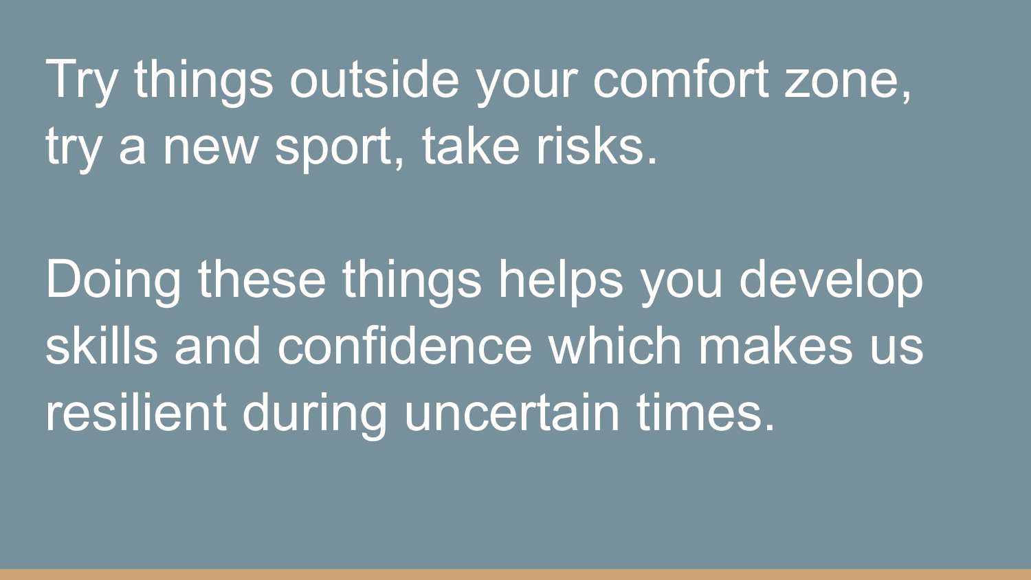Try things outside your comfort zone, try a new sport, take risks.

Doing these things helps you develop skills and confidence which makes us resilient during uncertain times.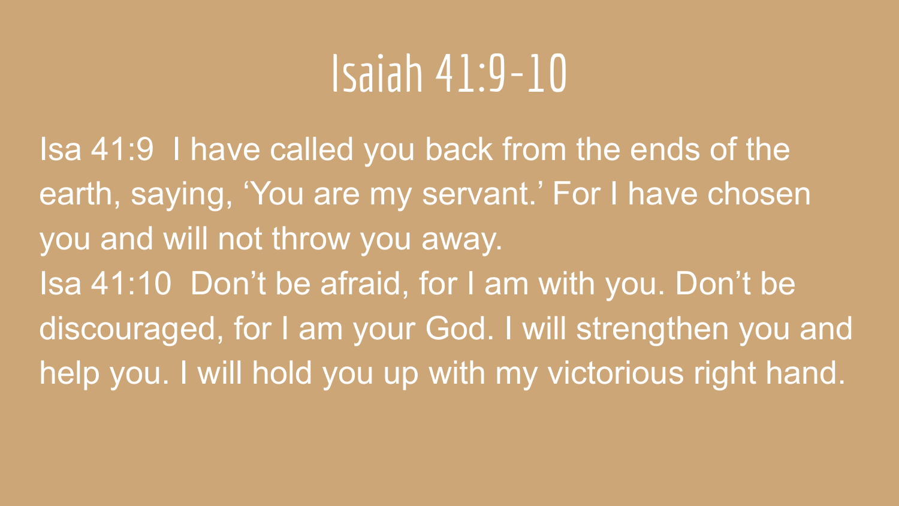# Isaiah 41:9-10

Isa 41:9  I have called you back from the ends of the earth, saying, 'You are my servant.' For I have chosen you and will not throw you away.

Isa 41:10  Don't be afraid, for I am with you. Don't be discouraged, for I am your God. I will strengthen you and help you. I will hold you up with my victorious right hand.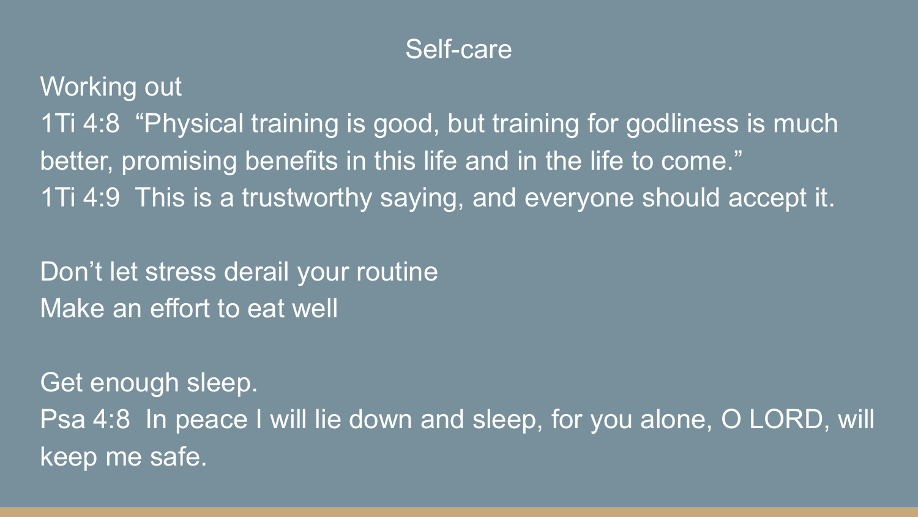# Self-care

Working out

1Ti 4:8  “Physical training is good, but training for godliness is much better, promising benefits in this life and in the life to come.”

1Ti 4:9  This is a trustworthy saying, and everyone should accept it.

Don’t let stress derail your routine

Make an effort to eat well

Get enough sleep.

Psa 4:8  In peace I will lie down and sleep, for you alone, O LORD, will keep me safe.